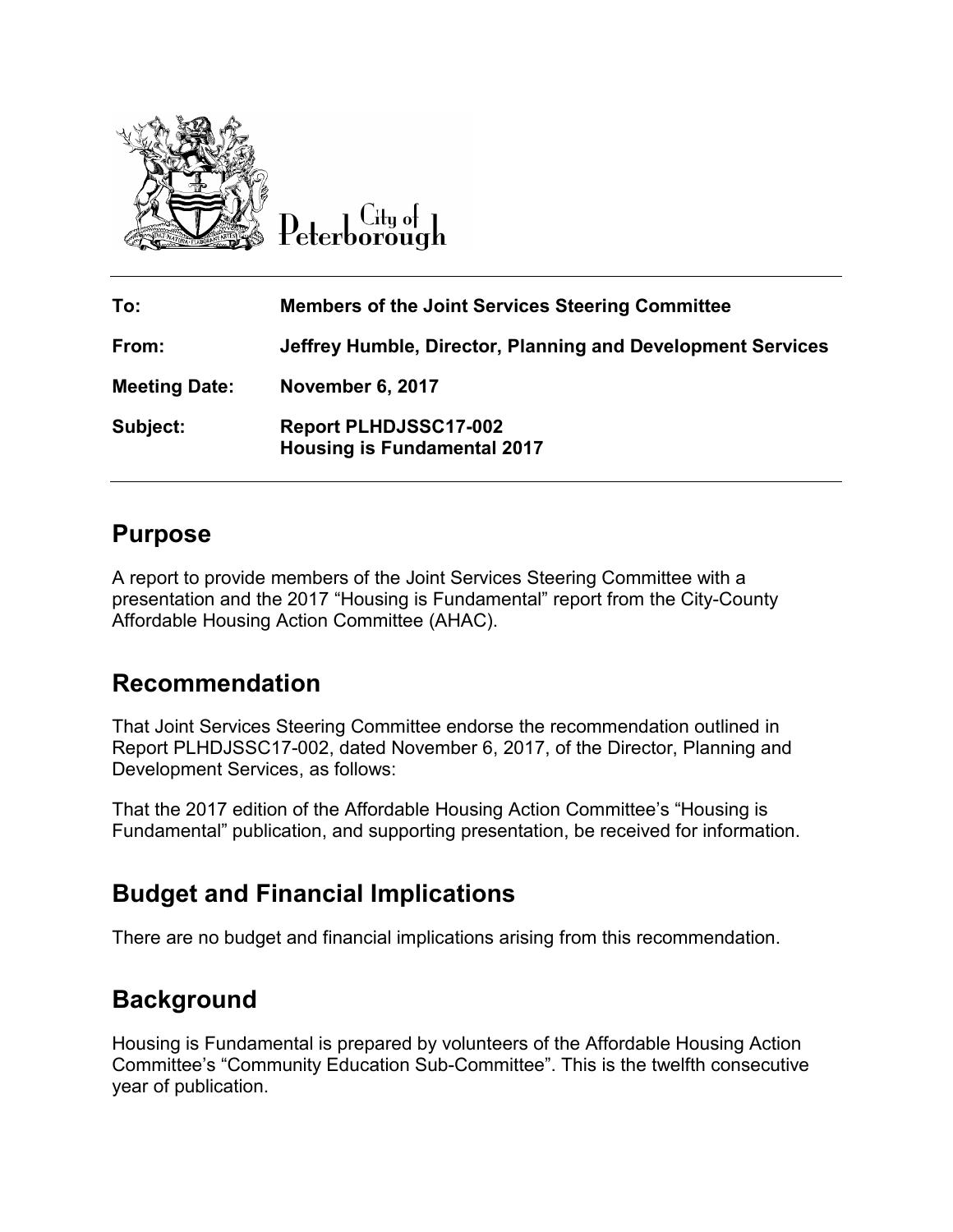City of Peterborough

| | |
|---|---|
| **To:** | **Members of the Joint Services Steering Committee** |
| **From:** | **Jeffrey Humble, Director, Planning and Development Services** |
| **Meeting Date:** | **November 6, 2017** |
| **Subject:** | **Report PLHDJSSC17-002**<br>**Housing is Fundamental 2017** |

## Purpose

A report to provide members of the Joint Services Steering Committee with a presentation and the 2017 "Housing is Fundamental" report from the City-County Affordable Housing Action Committee (AHAC).

## Recommendation

That Joint Services Steering Committee endorse the recommendation outlined in Report PLHDJSSC17-002, dated November 6, 2017, of the Director, Planning and Development Services, as follows:

That the 2017 edition of the Affordable Housing Action Committee's "Housing is Fundamental" publication, and supporting presentation, be received for information.

## Budget and Financial Implications

There are no budget and financial implications arising from this recommendation.

## Background

Housing is Fundamental is prepared by volunteers of the Affordable Housing Action Committee's "Community Education Sub-Committee". This is the twelfth consecutive year of publication.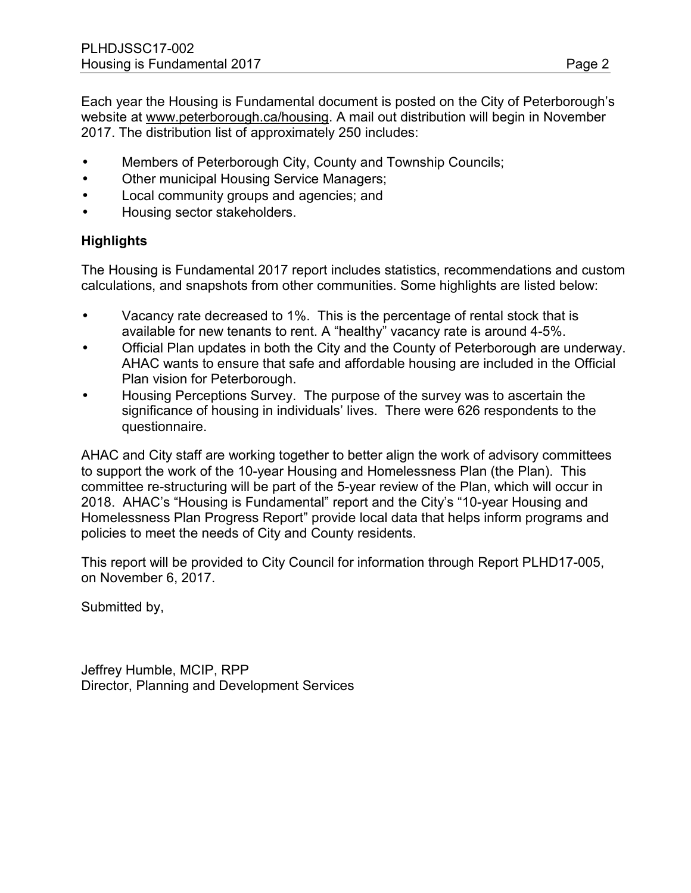Each year the Housing is Fundamental document is posted on the City of Peterborough's website at www.peterborough.ca/housing. A mail out distribution will begin in November 2017. The distribution list of approximately 250 includes:

- Members of Peterborough City, County and Township Councils;
- Other municipal Housing Service Managers;
- Local community groups and agencies; and
- Housing sector stakeholders.

**Highlights**

The Housing is Fundamental 2017 report includes statistics, recommendations and custom calculations, and snapshots from other communities. Some highlights are listed below:

- Vacancy rate decreased to 1%. This is the percentage of rental stock that is available for new tenants to rent. A "healthy" vacancy rate is around 4-5%.
- Official Plan updates in both the City and the County of Peterborough are underway. AHAC wants to ensure that safe and affordable housing are included in the Official Plan vision for Peterborough.
- Housing Perceptions Survey. The purpose of the survey was to ascertain the significance of housing in individuals' lives. There were 626 respondents to the questionnaire.

AHAC and City staff are working together to better align the work of advisory committees to support the work of the 10-year Housing and Homelessness Plan (the Plan). This committee re-structuring will be part of the 5-year review of the Plan, which will occur in 2018. AHAC's "Housing is Fundamental" report and the City's "10-year Housing and Homelessness Plan Progress Report" provide local data that helps inform programs and policies to meet the needs of City and County residents.

This report will be provided to City Council for information through Report PLHD17-005, on November 6, 2017.

Submitted by,

Jeffrey Humble, MCIP, RPP
Director, Planning and Development Services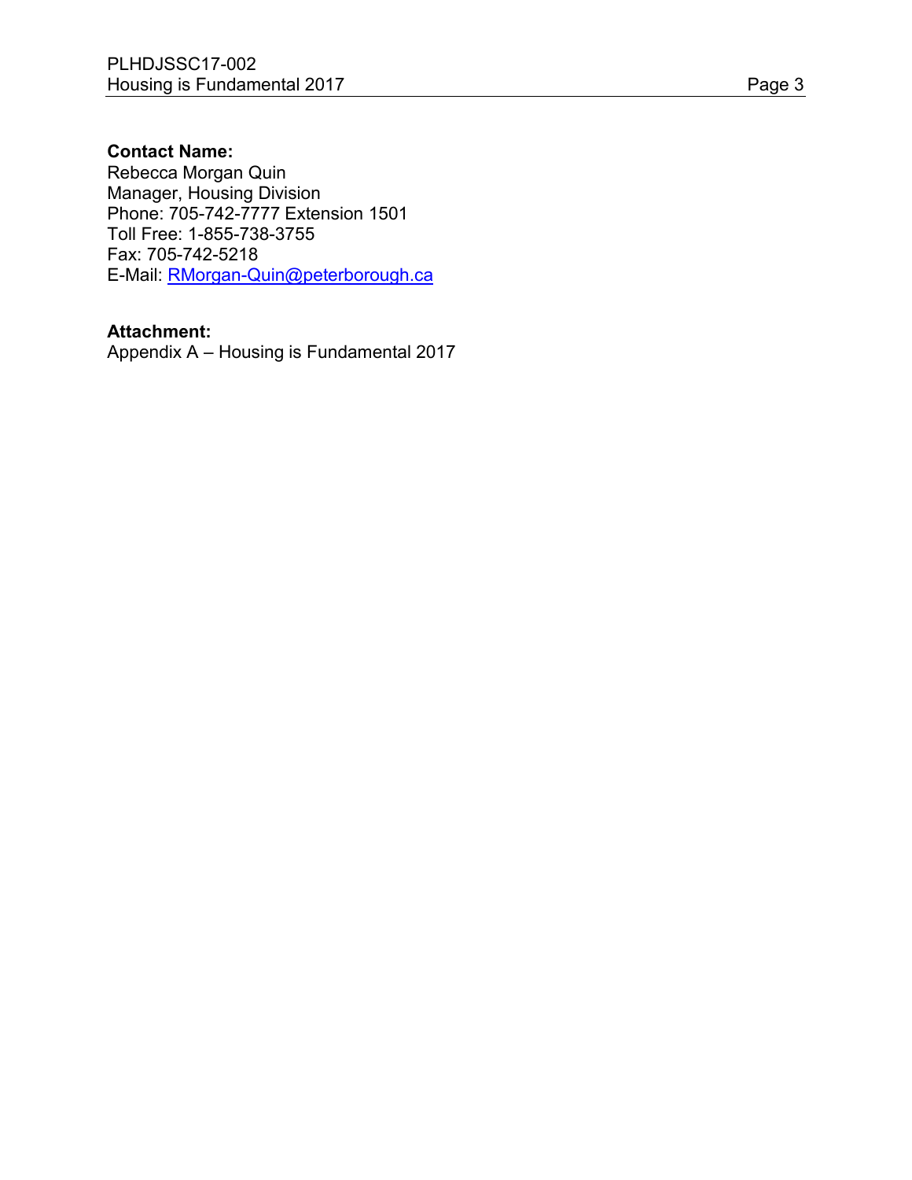**Contact Name:**
Rebecca Morgan Quin
Manager, Housing Division
Phone: 705-742-7777 Extension 1501
Toll Free: 1-855-738-3755
Fax: 705-742-5218
E-Mail: RMorgan-Quin@peterborough.ca

**Attachment:**
Appendix A – Housing is Fundamental 2017